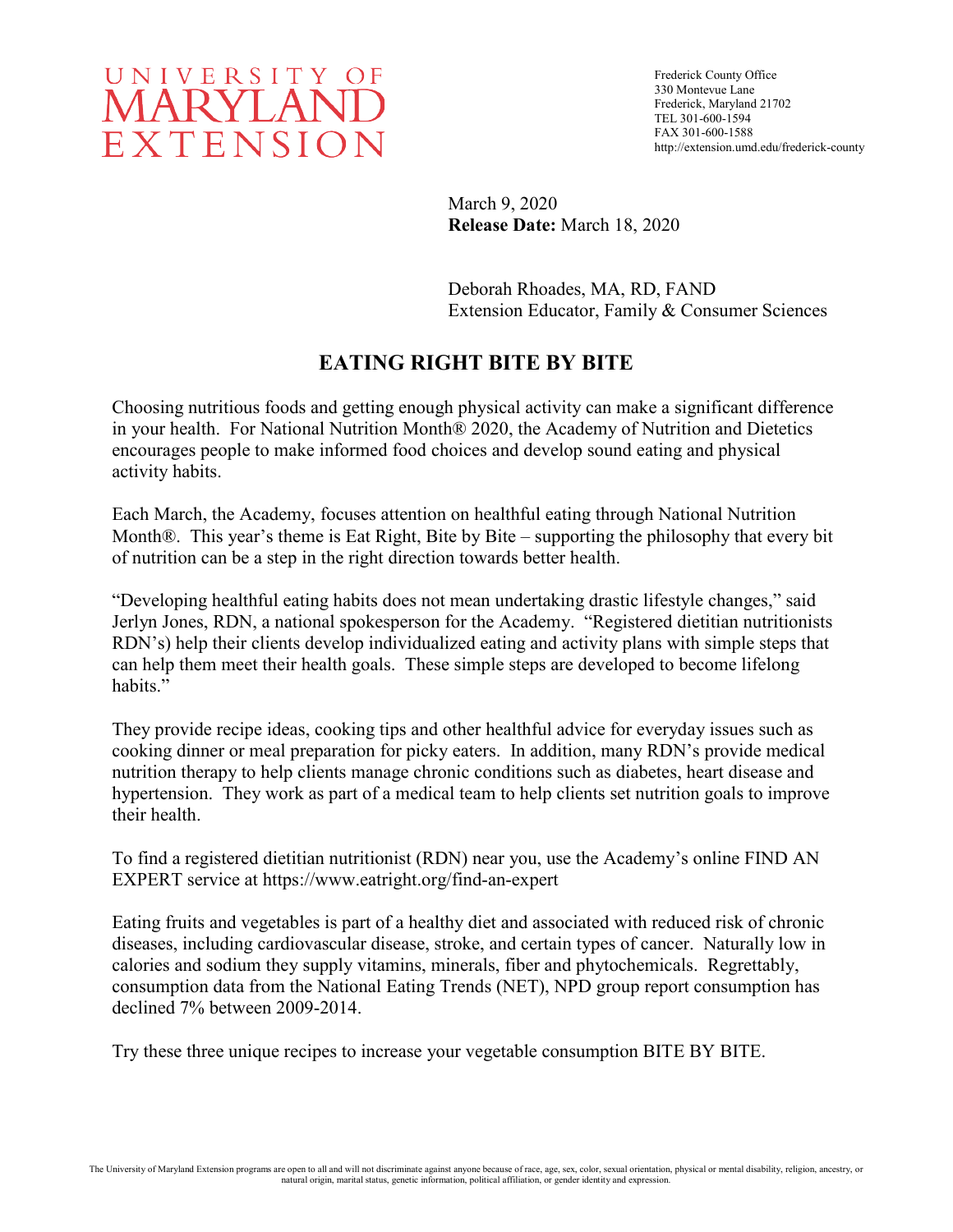UNIVERSITY OF MARYLAND EXTENSION

Frederick County Office
330 Montevue Lane
Frederick, Maryland 21702
TEL 301-600-1594
FAX 301-600-1588
http://extension.umd.edu/frederick-county

March 9, 2020
**Release Date:** March 18, 2020

Deborah Rhoades, MA, RD, FAND
Extension Educator, Family & Consumer Sciences

# EATING RIGHT BITE BY BITE

Choosing nutritious foods and getting enough physical activity can make a significant difference in your health. For National Nutrition Month® 2020, the Academy of Nutrition and Dietetics encourages people to make informed food choices and develop sound eating and physical activity habits.

Each March, the Academy, focuses attention on healthful eating through National Nutrition Month®. This year's theme is Eat Right, Bite by Bite – supporting the philosophy that every bit of nutrition can be a step in the right direction towards better health.

"Developing healthful eating habits does not mean undertaking drastic lifestyle changes," said Jerlyn Jones, RDN, a national spokesperson for the Academy. "Registered dietitian nutritionists RDN's) help their clients develop individualized eating and activity plans with simple steps that can help them meet their health goals. These simple steps are developed to become lifelong habits."

They provide recipe ideas, cooking tips and other healthful advice for everyday issues such as cooking dinner or meal preparation for picky eaters. In addition, many RDN's provide medical nutrition therapy to help clients manage chronic conditions such as diabetes, heart disease and hypertension. They work as part of a medical team to help clients set nutrition goals to improve their health.

To find a registered dietitian nutritionist (RDN) near you, use the Academy's online FIND AN EXPERT service at https://www.eatright.org/find-an-expert

Eating fruits and vegetables is part of a healthy diet and associated with reduced risk of chronic diseases, including cardiovascular disease, stroke, and certain types of cancer. Naturally low in calories and sodium they supply vitamins, minerals, fiber and phytochemicals. Regrettably, consumption data from the National Eating Trends (NET), NPD group report consumption has declined 7% between 2009-2014.

Try these three unique recipes to increase your vegetable consumption BITE BY BITE.

The University of Maryland Extension programs are open to all and will not discriminate against anyone because of race, age, sex, color, sexual orientation, physical or mental disability, religion, ancestry, or natural origin, marital status, genetic information, political affiliation, or gender identity and expression.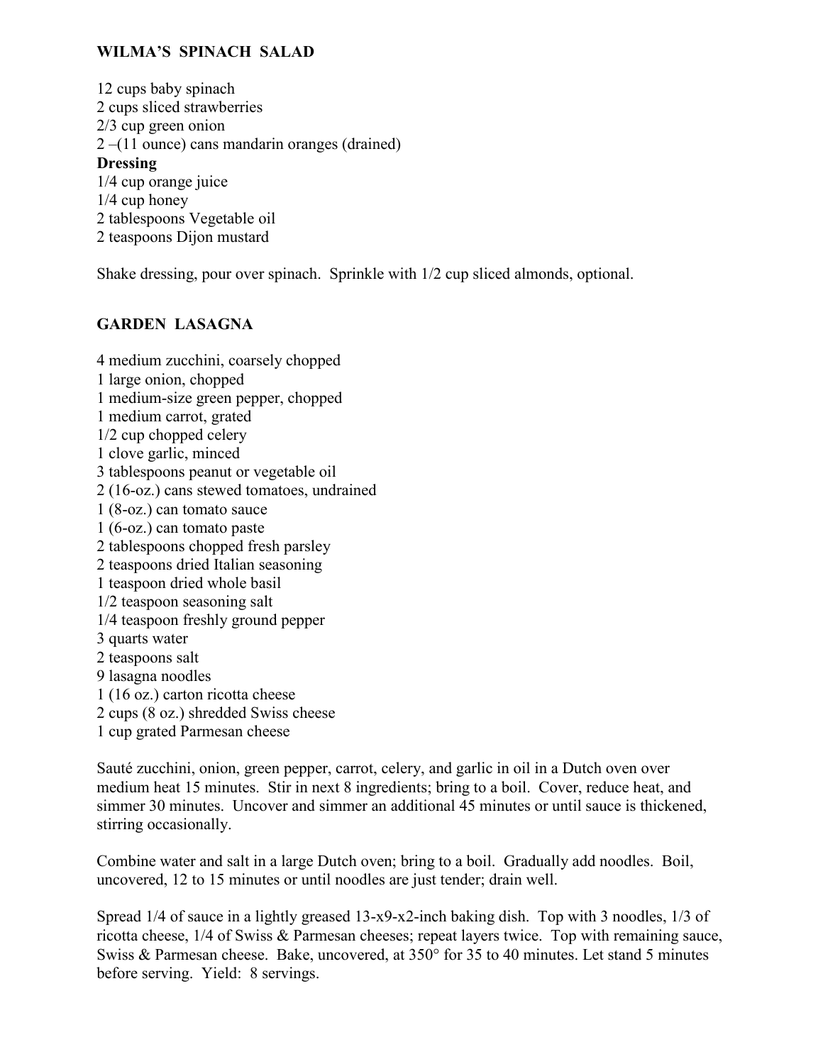## WILMA'S SPINACH SALAD

12 cups baby spinach
2 cups sliced strawberries
2/3 cup green onion
2 –(11 ounce) cans mandarin oranges (drained)

**Dressing**

1/4 cup orange juice
1/4 cup honey
2 tablespoons Vegetable oil
2 teaspoons Dijon mustard

Shake dressing, pour over spinach. Sprinkle with 1/2 cup sliced almonds, optional.

## GARDEN LASAGNA

4 medium zucchini, coarsely chopped
1 large onion, chopped
1 medium-size green pepper, chopped
1 medium carrot, grated
1/2 cup chopped celery
1 clove garlic, minced
3 tablespoons peanut or vegetable oil
2 (16-oz.) cans stewed tomatoes, undrained
1 (8-oz.) can tomato sauce
1 (6-oz.) can tomato paste
2 tablespoons chopped fresh parsley
2 teaspoons dried Italian seasoning
1 teaspoon dried whole basil
1/2 teaspoon seasoning salt
1/4 teaspoon freshly ground pepper
3 quarts water
2 teaspoons salt
9 lasagna noodles
1 (16 oz.) carton ricotta cheese
2 cups (8 oz.) shredded Swiss cheese
1 cup grated Parmesan cheese

Sauté zucchini, onion, green pepper, carrot, celery, and garlic in oil in a Dutch oven over medium heat 15 minutes. Stir in next 8 ingredients; bring to a boil. Cover, reduce heat, and simmer 30 minutes. Uncover and simmer an additional 45 minutes or until sauce is thickened, stirring occasionally.

Combine water and salt in a large Dutch oven; bring to a boil. Gradually add noodles. Boil, uncovered, 12 to 15 minutes or until noodles are just tender; drain well.

Spread 1/4 of sauce in a lightly greased 13-x9-x2-inch baking dish. Top with 3 noodles, 1/3 of ricotta cheese, 1/4 of Swiss & Parmesan cheeses; repeat layers twice. Top with remaining sauce, Swiss & Parmesan cheese. Bake, uncovered, at 350° for 35 to 40 minutes. Let stand 5 minutes before serving. Yield: 8 servings.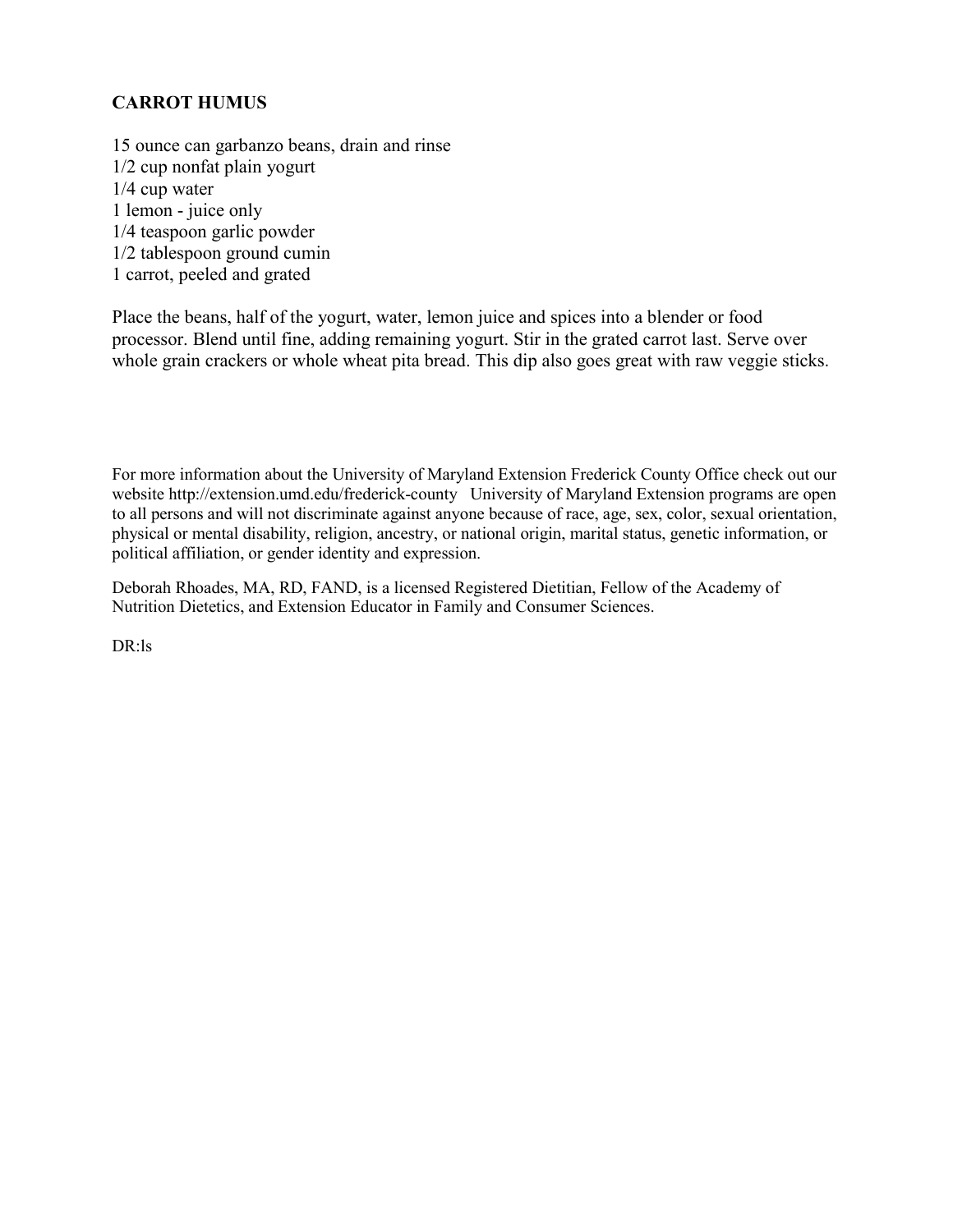**CARROT HUMUS**

15 ounce can garbanzo beans, drain and rinse
1/2 cup nonfat plain yogurt
1/4 cup water
1 lemon - juice only
1/4 teaspoon garlic powder
1/2 tablespoon ground cumin
1 carrot, peeled and grated

Place the beans, half of the yogurt, water, lemon juice and spices into a blender or food processor. Blend until fine, adding remaining yogurt. Stir in the grated carrot last. Serve over whole grain crackers or whole wheat pita bread. This dip also goes great with raw veggie sticks.

For more information about the University of Maryland Extension Frederick County Office check out our website http://extension.umd.edu/frederick-county University of Maryland Extension programs are open to all persons and will not discriminate against anyone because of race, age, sex, color, sexual orientation, physical or mental disability, religion, ancestry, or national origin, marital status, genetic information, or political affiliation, or gender identity and expression.

Deborah Rhoades, MA, RD, FAND, is a licensed Registered Dietitian, Fellow of the Academy of Nutrition Dietetics, and Extension Educator in Family and Consumer Sciences.

DR:ls